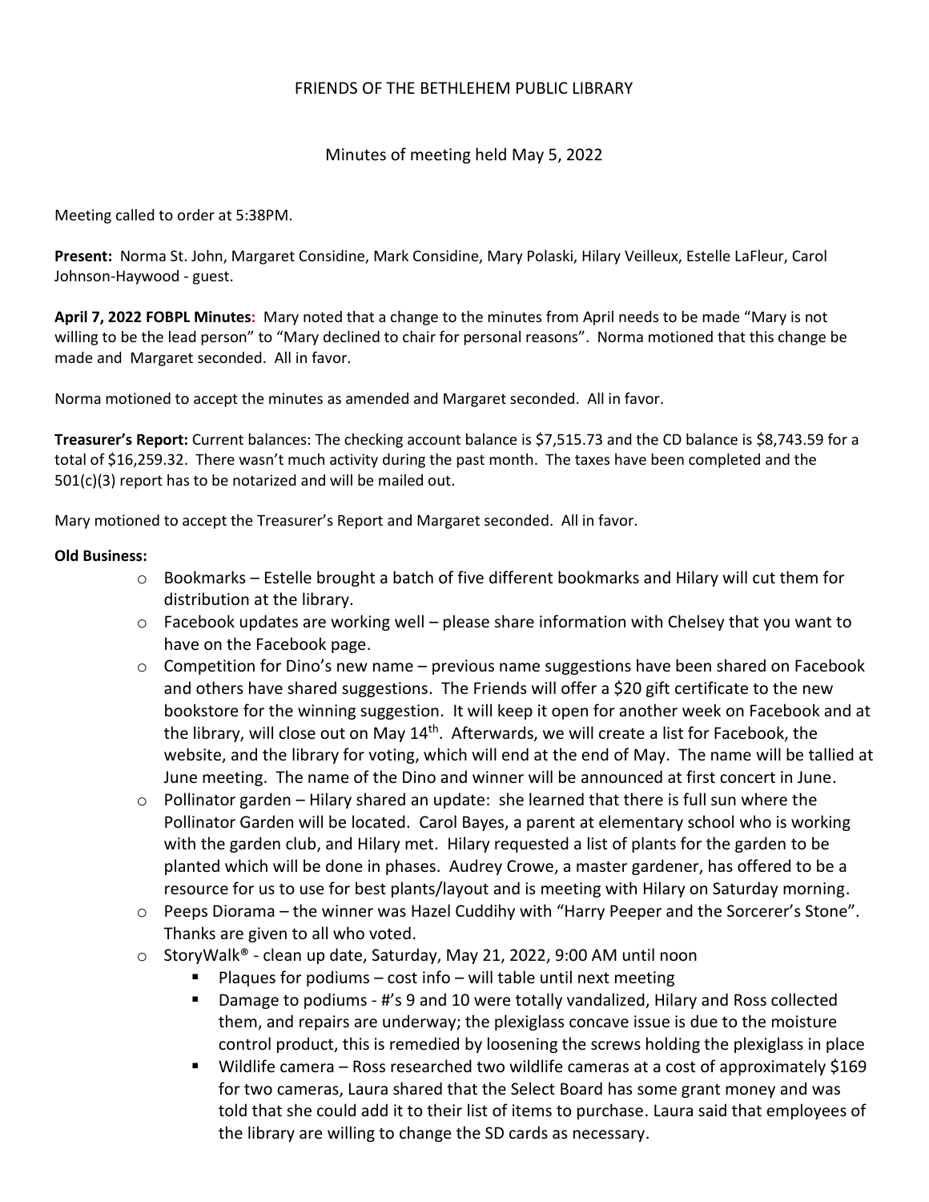FRIENDS OF THE BETHLEHEM PUBLIC LIBRARY

Minutes of meeting held May 5, 2022

Meeting called to order at 5:38PM.

**Present:** Norma St. John, Margaret Considine, Mark Considine, Mary Polaski, Hilary Veilleux, Estelle LaFleur, Carol Johnson-Haywood - guest.

**April 7, 2022 FOBPL Minutes:** Mary noted that a change to the minutes from April needs to be made "Mary is not willing to be the lead person" to "Mary declined to chair for personal reasons". Norma motioned that this change be made and Margaret seconded. All in favor.

Norma motioned to accept the minutes as amended and Margaret seconded. All in favor.

**Treasurer's Report:** Current balances: The checking account balance is $7,515.73 and the CD balance is $8,743.59 for a total of $16,259.32. There wasn't much activity during the past month. The taxes have been completed and the 501(c)(3) report has to be notarized and will be mailed out.

Mary motioned to accept the Treasurer's Report and Margaret seconded. All in favor.

**Old Business:**

- Bookmarks – Estelle brought a batch of five different bookmarks and Hilary will cut them for distribution at the library.
- Facebook updates are working well – please share information with Chelsey that you want to have on the Facebook page.
- Competition for Dino's new name – previous name suggestions have been shared on Facebook and others have shared suggestions. The Friends will offer a $20 gift certificate to the new bookstore for the winning suggestion. It will keep it open for another week on Facebook and at the library, will close out on May 14th. Afterwards, we will create a list for Facebook, the website, and the library for voting, which will end at the end of May. The name will be tallied at June meeting. The name of the Dino and winner will be announced at first concert in June.
- Pollinator garden – Hilary shared an update: she learned that there is full sun where the Pollinator Garden will be located. Carol Bayes, a parent at elementary school who is working with the garden club, and Hilary met. Hilary requested a list of plants for the garden to be planted which will be done in phases. Audrey Crowe, a master gardener, has offered to be a resource for us to use for best plants/layout and is meeting with Hilary on Saturday morning.
- Peeps Diorama – the winner was Hazel Cuddihy with "Harry Peeper and the Sorcerer's Stone". Thanks are given to all who voted.
- StoryWalk® - clean up date, Saturday, May 21, 2022, 9:00 AM until noon
  - Plaques for podiums – cost info – will table until next meeting
  - Damage to podiums - #'s 9 and 10 were totally vandalized, Hilary and Ross collected them, and repairs are underway; the plexiglass concave issue is due to the moisture control product, this is remedied by loosening the screws holding the plexiglass in place
  - Wildlife camera – Ross researched two wildlife cameras at a cost of approximately $169 for two cameras, Laura shared that the Select Board has some grant money and was told that she could add it to their list of items to purchase. Laura said that employees of the library are willing to change the SD cards as necessary.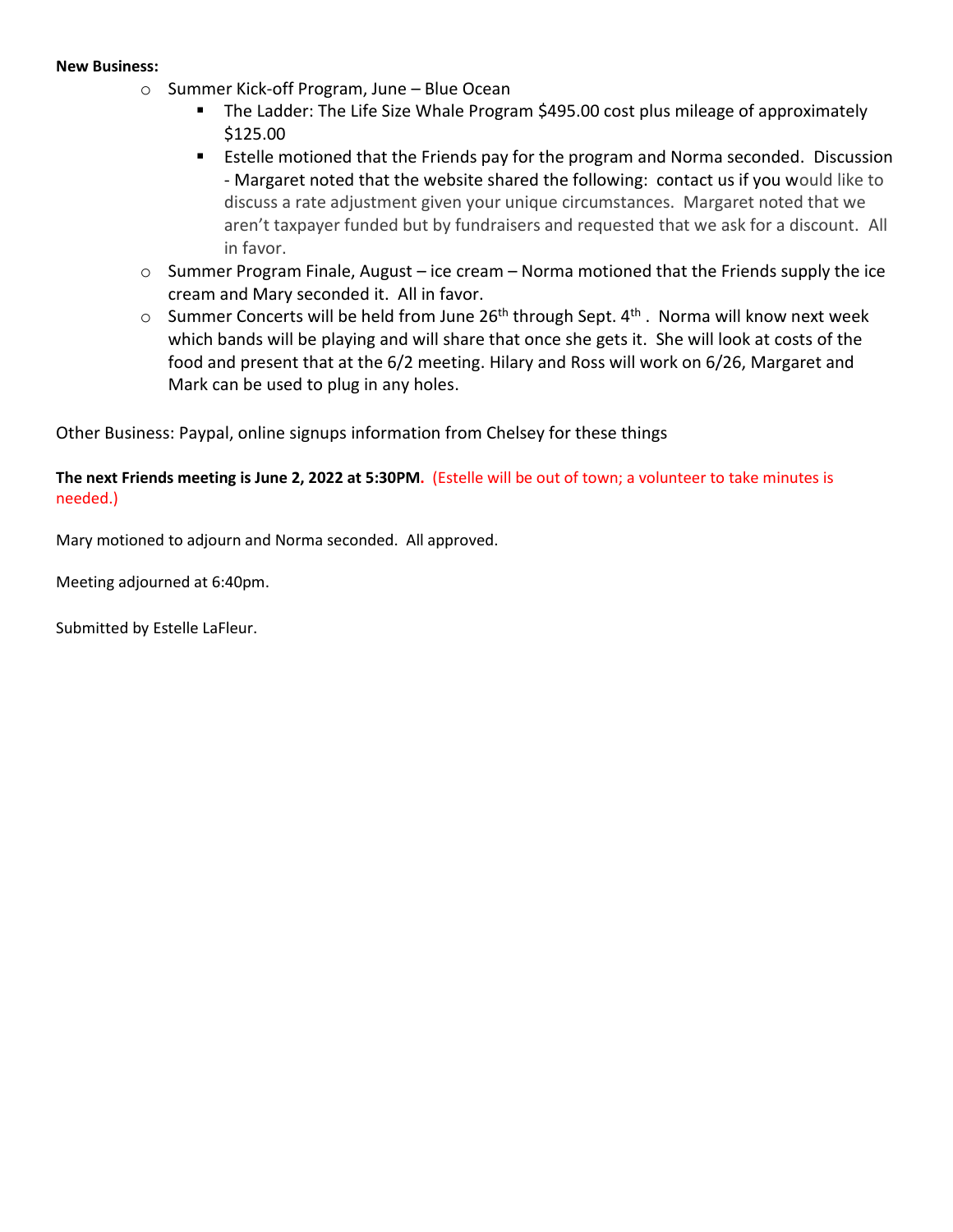**New Business:**

- Summer Kick-off Program, June – Blue Ocean
    - The Ladder: The Life Size Whale Program $495.00 cost plus mileage of approximately $125.00
    - Estelle motioned that the Friends pay for the program and Norma seconded. Discussion - Margaret noted that the website shared the following: contact us if you would like to discuss a rate adjustment given your unique circumstances. Margaret noted that we aren't taxpayer funded but by fundraisers and requested that we ask for a discount. All in favor.
- Summer Program Finale, August – ice cream – Norma motioned that the Friends supply the ice cream and Mary seconded it. All in favor.
- Summer Concerts will be held from June 26th through Sept. 4th . Norma will know next week which bands will be playing and will share that once she gets it. She will look at costs of the food and present that at the 6/2 meeting. Hilary and Ross will work on 6/26, Margaret and Mark can be used to plug in any holes.

Other Business: Paypal, online signups information from Chelsey for these things

**The next Friends meeting is June 2, 2022 at 5:30PM.** (Estelle will be out of town; a volunteer to take minutes is needed.)

Mary motioned to adjourn and Norma seconded. All approved.

Meeting adjourned at 6:40pm.

Submitted by Estelle LaFleur.